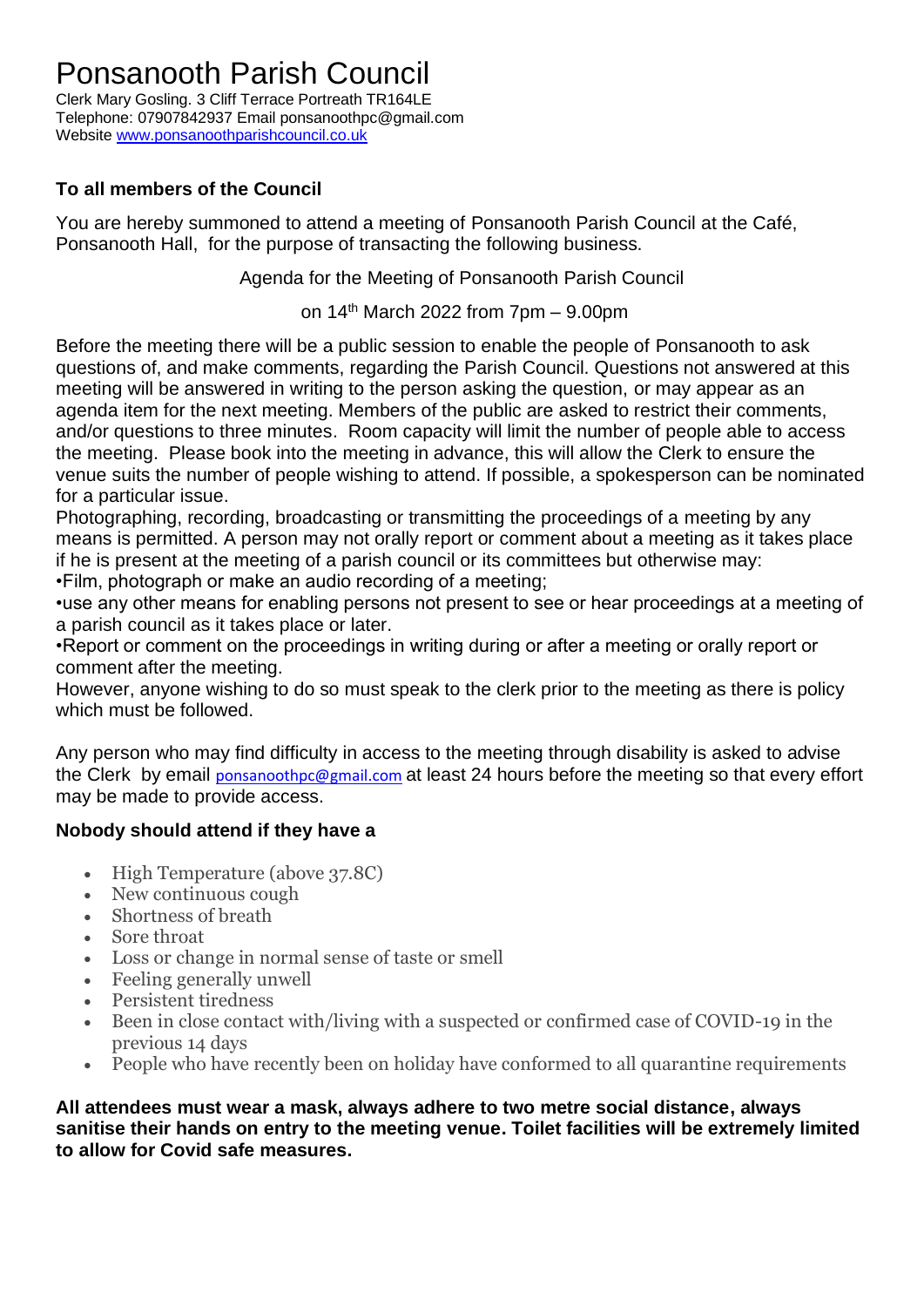# Ponsanooth Parish Council

Clerk Mary Gosling. 3 Cliff Terrace Portreath TR164LE
Telephone: 07907842937 Email ponsanoothpc@gmail.com
Website [www.ponsanoothparishcouncil.co.uk](www.ponsanoothparishcouncil.co.uk)

**To all members of the Council**

You are hereby summoned to attend a meeting of Ponsanooth Parish Council at the Café, Ponsanooth Hall, for the purpose of transacting the following business.

Agenda for the Meeting of Ponsanooth Parish Council

on 14th March 2022 from 7pm – 9.00pm

Before the meeting there will be a public session to enable the people of Ponsanooth to ask questions of, and make comments, regarding the Parish Council. Questions not answered at this meeting will be answered in writing to the person asking the question, or may appear as an agenda item for the next meeting. Members of the public are asked to restrict their comments, and/or questions to three minutes. Room capacity will limit the number of people able to access the meeting. Please book into the meeting in advance, this will allow the Clerk to ensure the venue suits the number of people wishing to attend. If possible, a spokesperson can be nominated for a particular issue.

Photographing, recording, broadcasting or transmitting the proceedings of a meeting by any means is permitted. A person may not orally report or comment about a meeting as it takes place if he is present at the meeting of a parish council or its committees but otherwise may:

- Film, photograph or make an audio recording of a meeting;
- use any other means for enabling persons not present to see or hear proceedings at a meeting of a parish council as it takes place or later.
- Report or comment on the proceedings in writing during or after a meeting or orally report or comment after the meeting.

However, anyone wishing to do so must speak to the clerk prior to the meeting as there is policy which must be followed.

Any person who may find difficulty in access to the meeting through disability is asked to advise the Clerk by email ponsanoothpc@gmail.com at least 24 hours before the meeting so that every effort may be made to provide access.

**Nobody should attend if they have a**

- High Temperature (above 37.8C)
- New continuous cough
- Shortness of breath
- Sore throat
- Loss or change in normal sense of taste or smell
- Feeling generally unwell
- Persistent tiredness
- Been in close contact with/living with a suspected or confirmed case of COVID-19 in the previous 14 days
- People who have recently been on holiday have conformed to all quarantine requirements

**All attendees must wear a mask, always adhere to two metre social distance, always sanitise their hands on entry to the meeting venue. Toilet facilities will be extremely limited to allow for Covid safe measures.**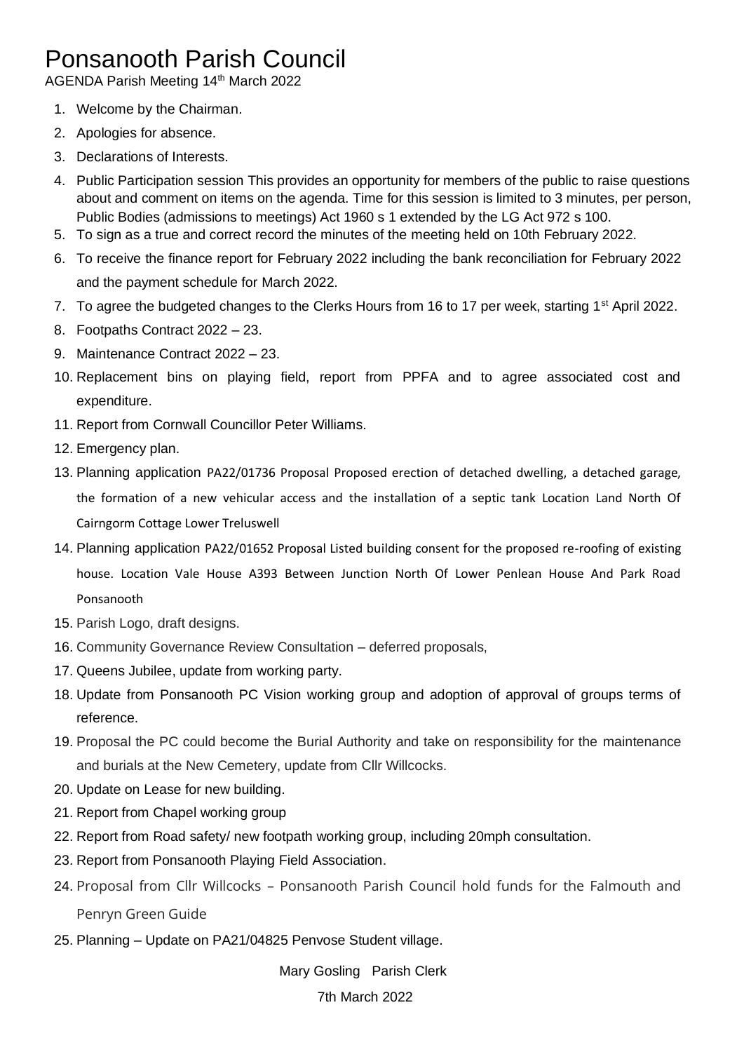# Ponsanooth Parish Council

AGENDA Parish Meeting 14th March 2022

1. Welcome by the Chairman.
2. Apologies for absence.
3. Declarations of Interests.
4. Public Participation session This provides an opportunity for members of the public to raise questions about and comment on items on the agenda. Time for this session is limited to 3 minutes, per person, Public Bodies (admissions to meetings) Act 1960 s 1 extended by the LG Act 972 s 100.
5. To sign as a true and correct record the minutes of the meeting held on 10th February 2022.
6. To receive the finance report for February 2022 including the bank reconciliation for February 2022 and the payment schedule for March 2022.
7. To agree the budgeted changes to the Clerks Hours from 16 to 17 per week, starting 1st April 2022.
8. Footpaths Contract 2022 – 23.
9. Maintenance Contract 2022 – 23.
10. Replacement bins on playing field, report from PPFA and to agree associated cost and expenditure.
11. Report from Cornwall Councillor Peter Williams.
12. Emergency plan.
13. Planning application PA22/01736 Proposal Proposed erection of detached dwelling, a detached garage, the formation of a new vehicular access and the installation of a septic tank Location Land North Of Cairngorm Cottage Lower Treluswell
14. Planning application PA22/01652 Proposal Listed building consent for the proposed re-roofing of existing house. Location Vale House A393 Between Junction North Of Lower Penlean House And Park Road Ponsanooth
15. Parish Logo, draft designs.
16. Community Governance Review Consultation – deferred proposals,
17. Queens Jubilee, update from working party.
18. Update from Ponsanooth PC Vision working group and adoption of approval of groups terms of reference.
19. Proposal the PC could become the Burial Authority and take on responsibility for the maintenance and burials at the New Cemetery, update from Cllr Willcocks.
20. Update on Lease for new building.
21. Report from Chapel working group
22. Report from Road safety/ new footpath working group, including 20mph consultation.
23. Report from Ponsanooth Playing Field Association.
24. Proposal from Cllr Willcocks – Ponsanooth Parish Council hold funds for the Falmouth and Penryn Green Guide
25. Planning – Update on PA21/04825 Penvose Student village.

Mary Gosling Parish Clerk

7th March 2022